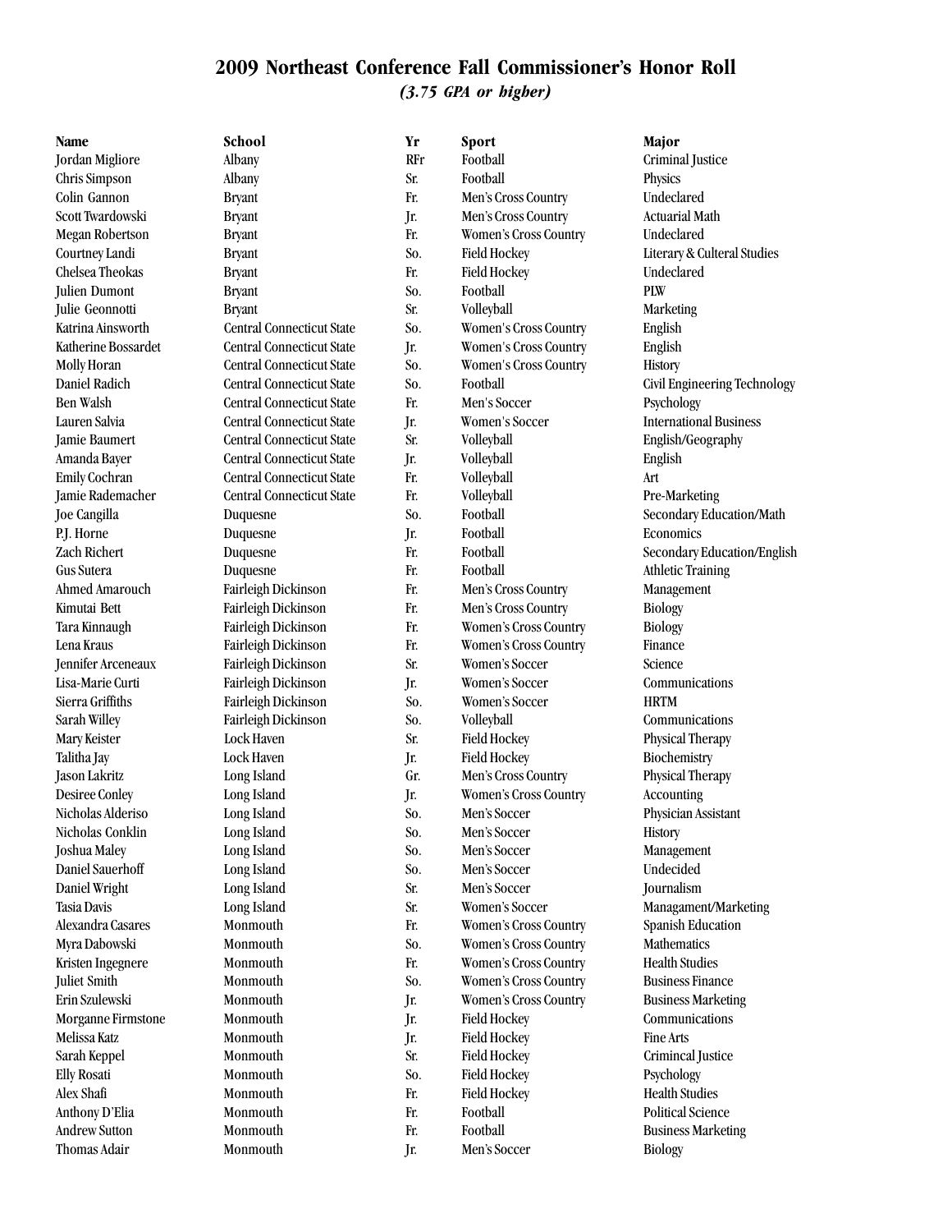# 2009 Northeast Conference Fall Commissioner's Honor Roll

*(3.75 GPA or higher)*

| Name | School | Yr | Sport | Major |
|---|---|---|---|---|
| Jordan Migliore | Albany | RFr | Football | Criminal Justice |
| Chris Simpson | Albany | Sr. | Football | Physics |
| Colin Gannon | Bryant | Fr. | Men's Cross Country | Undeclared |
| Scott Twardowski | Bryant | Jr. | Men's Cross Country | Actuarial Math |
| Megan Robertson | Bryant | Fr. | Women's Cross Country | Undeclared |
| Courtney Landi | Bryant | So. | Field Hockey | Literary & Cultural Studies |
| Chelsea Theokas | Bryant | Fr. | Field Hockey | Undeclared |
| Julien Dumont | Bryant | So. | Football | PLW |
| Julie Geonnotti | Bryant | Sr. | Volleyball | Marketing |
| Katrina Ainsworth | Central Connecticut State | So. | Women's Cross Country | English |
| Katherine Bossardet | Central Connecticut State | Jr. | Women's Cross Country | English |
| Molly Horan | Central Connecticut State | So. | Women's Cross Country | History |
| Daniel Radich | Central Connecticut State | So. | Football | Civil Engineering Technology |
| Ben Walsh | Central Connecticut State | Fr. | Men's Soccer | Psychology |
| Lauren Salvia | Central Connecticut State | Jr. | Women's Soccer | International Business |
| Jamie Baumert | Central Connecticut State | Sr. | Volleyball | English/Geography |
| Amanda Bayer | Central Connecticut State | Jr. | Volleyball | English |
| Emily Cochran | Central Connecticut State | Fr. | Volleyball | Art |
| Jamie Rademacher | Central Connecticut State | Fr. | Volleyball | Pre-Marketing |
| Joe Cangilla | Duquesne | So. | Football | Secondary Education/Math |
| P.J. Horne | Duquesne | Jr. | Football | Economics |
| Zach Richert | Duquesne | Fr. | Football | Secondary Education/English |
| Gus Sutera | Duquesne | Fr. | Football | Athletic Training |
| Ahmed Amarouch | Fairleigh Dickinson | Fr. | Men's Cross Country | Management |
| Kimutai Bett | Fairleigh Dickinson | Fr. | Men's Cross Country | Biology |
| Tara Kinnaugh | Fairleigh Dickinson | Fr. | Women's Cross Country | Biology |
| Lena Kraus | Fairleigh Dickinson | Fr. | Women's Cross Country | Finance |
| Jennifer Arceneaux | Fairleigh Dickinson | Sr. | Women's Soccer | Science |
| Lisa-Marie Curti | Fairleigh Dickinson | Jr. | Women's Soccer | Communications |
| Sierra Griffiths | Fairleigh Dickinson | So. | Women's Soccer | HRTM |
| Sarah Willey | Fairleigh Dickinson | So. | Volleyball | Communications |
| Mary Keister | Lock Haven | Sr. | Field Hockey | Physical Therapy |
| Talitha Jay | Lock Haven | Jr. | Field Hockey | Biochemistry |
| Jason Lakritz | Long Island | Gr. | Men's Cross Country | Physical Therapy |
| Desiree Conley | Long Island | Jr. | Women's Cross Country | Accounting |
| Nicholas Alderiso | Long Island | So. | Men's Soccer | Physician Assistant |
| Nicholas Conklin | Long Island | So. | Men's Soccer | History |
| Joshua Maley | Long Island | So. | Men's Soccer | Management |
| Daniel Sauerhoff | Long Island | So. | Men's Soccer | Undecided |
| Daniel Wright | Long Island | Sr. | Men's Soccer | Journalism |
| Tasia Davis | Long Island | Sr. | Women's Soccer | Managament/Marketing |
| Alexandra Casares | Monmouth | Fr. | Women's Cross Country | Spanish Education |
| Myra Dabowski | Monmouth | So. | Women's Cross Country | Mathematics |
| Kristen Ingegnere | Monmouth | Fr. | Women's Cross Country | Health Studies |
| Juliet Smith | Monmouth | So. | Women's Cross Country | Business Finance |
| Erin Szulewski | Monmouth | Jr. | Women's Cross Country | Business Marketing |
| Morganne Firmstone | Monmouth | Jr. | Field Hockey | Communications |
| Melissa Katz | Monmouth | Jr. | Field Hockey | Fine Arts |
| Sarah Keppel | Monmouth | Sr. | Field Hockey | Crimincal Justice |
| Elly Rosati | Monmouth | So. | Field Hockey | Psychology |
| Alex Shafi | Monmouth | Fr. | Field Hockey | Health Studies |
| Anthony D'Elia | Monmouth | Fr. | Football | Political Science |
| Andrew Sutton | Monmouth | Fr. | Football | Business Marketing |
| Thomas Adair | Monmouth | Jr. | Men's Soccer | Biology |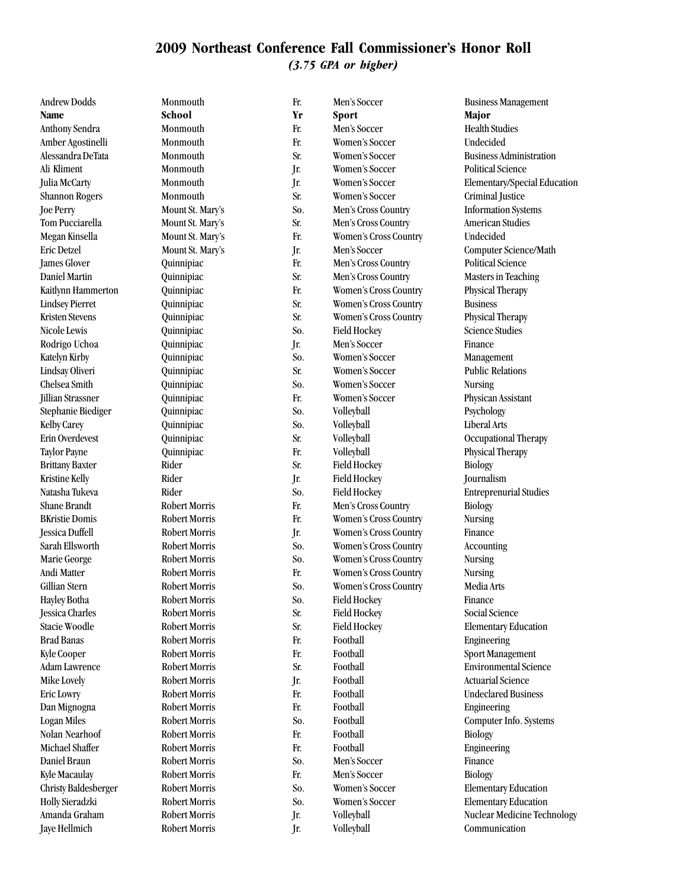## 2009 Northeast Conference Fall Commissioner's Honor Roll
*(3.75 GPA or higher)*

| Andrew Dodds | Monmouth | Fr. | Men's Soccer | Business Management |
|---|---|---|---|---|
| **Name** | **School** | **Yr** | **Sport** | **Major** |
| Anthony Sendra | Monmouth | Fr. | Men's Soccer | Health Studies |
| Amber Agostinelli | Monmouth | Fr. | Women's Soccer | Undecided |
| Alessandra DeTata | Monmouth | Sr. | Women's Soccer | Business Administration |
| Ali Kliment | Monmouth | Jr. | Women's Soccer | Political Science |
| Julia McCarty | Monmouth | Jr. | Women's Soccer | Elementary/Special Education |
| Shannon Rogers | Monmouth | Sr. | Women's Soccer | Criminal Justice |
| Joe Perry | Mount St. Mary's | So. | Men's Cross Country | Information Systems |
| Tom Pucciarella | Mount St. Mary's | Sr. | Men's Cross Country | American Studies |
| Megan Kinsella | Mount St. Mary's | Fr. | Women's Cross Country | Undecided |
| Eric Detzel | Mount St. Mary's | Jr. | Men's Soccer | Computer Science/Math |
| James Glover | Quinnipiac | Fr. | Men's Cross Country | Political Science |
| Daniel Martin | Quinnipiac | Sr. | Men's Cross Country | Masters in Teaching |
| Kaitlynn Hammerton | Quinnipiac | Fr. | Women's Cross Country | Physical Therapy |
| Lindsey Pierret | Quinnipiac | Sr. | Women's Cross Country | Business |
| Kristen Stevens | Quinnipiac | Sr. | Women's Cross Country | Physical Therapy |
| Nicole Lewis | Quinnipiac | So. | Field Hockey | Science Studies |
| Rodrigo Uchoa | Quinnipiac | Jr. | Men's Soccer | Finance |
| Katelyn Kirby | Quinnipiac | So. | Women's Soccer | Management |
| Lindsay Oliveri | Quinnipiac | Sr. | Women's Soccer | Public Relations |
| Chelsea Smith | Quinnipiac | So. | Women's Soccer | Nursing |
| Jillian Strassner | Quinnipiac | Fr. | Women's Soccer | Physican Assistant |
| Stephanie Biediger | Quinnipiac | So. | Volleyball | Psychology |
| Kelby Carey | Quinnipiac | So. | Volleyball | Liberal Arts |
| Erin Overdevest | Quinnipiac | Sr. | Volleyball | Occupational Therapy |
| Taylor Payne | Quinnipiac | Fr. | Volleyball | Physical Therapy |
| Brittany Baxter | Rider | Sr. | Field Hockey | Biology |
| Kristine Kelly | Rider | Jr. | Field Hockey | Journalism |
| Natasha Tukeva | Rider | So. | Field Hockey | Entreprenurial Studies |
| Shane Brandt | Robert Morris | Fr. | Men's Cross Country | Biology |
| BKristie Domis | Robert Morris | Fr. | Women's Cross Country | Nursing |
| Jessica Duffell | Robert Morris | Jr. | Women's Cross Country | Finance |
| Sarah Ellsworth | Robert Morris | So. | Women's Cross Country | Accounting |
| Marie George | Robert Morris | So. | Women's Cross Country | Nursing |
| Andi Matter | Robert Morris | Fr. | Women's Cross Country | Nursing |
| Gillian Stern | Robert Morris | So. | Women's Cross Country | Media Arts |
| Hayley Botha | Robert Morris | So. | Field Hockey | Finance |
| Jessica Charles | Robert Morris | Sr. | Field Hockey | Social Science |
| Stacie Woodle | Robert Morris | Sr. | Field Hockey | Elementary Education |
| Brad Banas | Robert Morris | Fr. | Football | Engineering |
| Kyle Cooper | Robert Morris | Fr. | Football | Sport Management |
| Adam Lawrence | Robert Morris | Sr. | Football | Environmental Science |
| Mike Lovely | Robert Morris | Jr. | Football | Actuarial Science |
| Eric Lowry | Robert Morris | Fr. | Football | Undeclared Business |
| Dan Mignogna | Robert Morris | Fr. | Football | Engineering |
| Logan Miles | Robert Morris | So. | Football | Computer Info. Systems |
| Nolan Nearhoof | Robert Morris | Fr. | Football | Biology |
| Michael Shaffer | Robert Morris | Fr. | Football | Engineering |
| Daniel Braun | Robert Morris | So. | Men's Soccer | Finance |
| Kyle Macaulay | Robert Morris | Fr. | Men's Soccer | Biology |
| Christy Baldesberger | Robert Morris | So. | Women's Soccer | Elementary Education |
| Holly Sieradzki | Robert Morris | So. | Women's Soccer | Elementary Education |
| Amanda Graham | Robert Morris | Jr. | Volleyball | Nuclear Medicine Technology |
| Jaye Hellmich | Robert Morris | Jr. | Volleyball | Communication |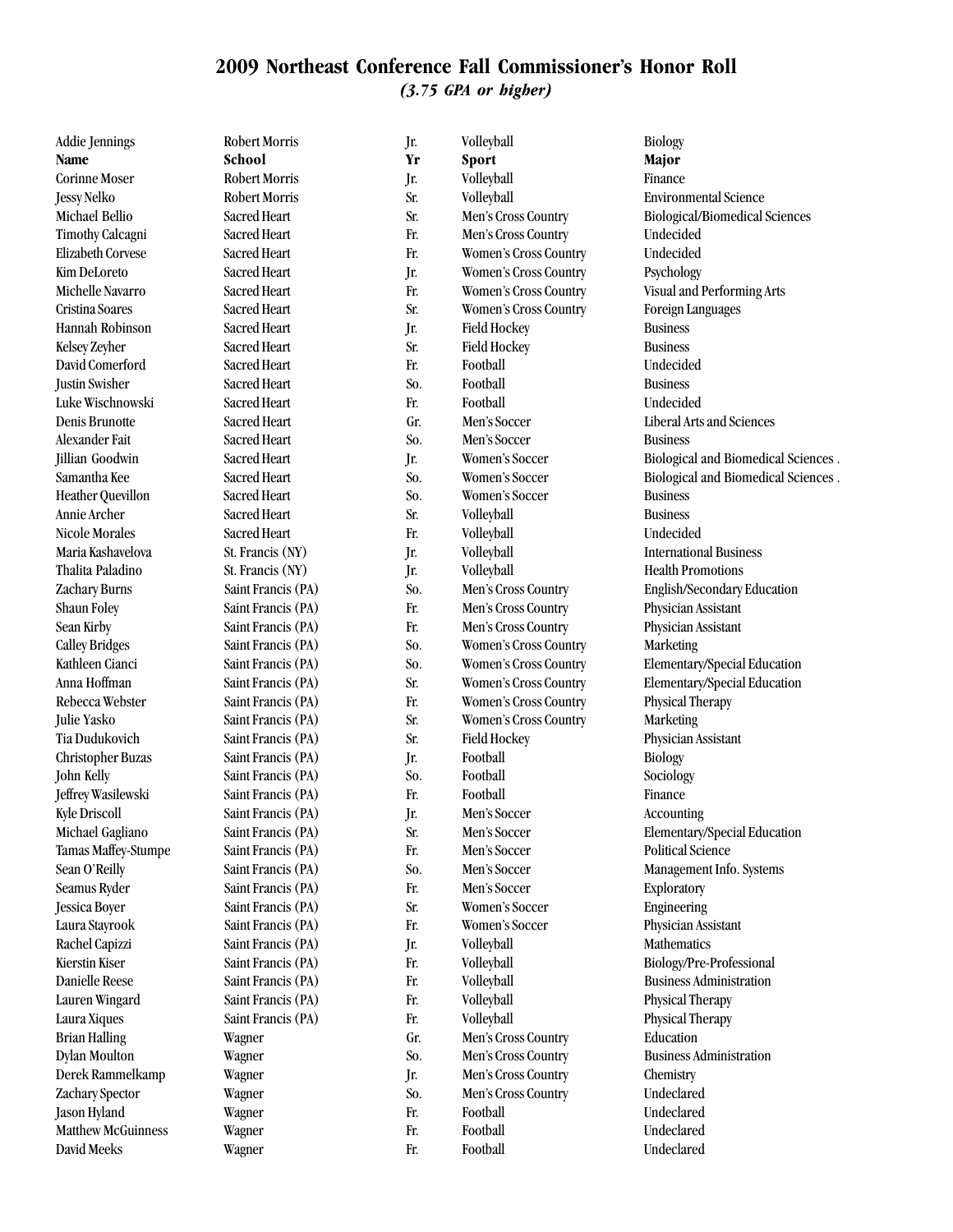## 2009 Northeast Conference Fall Commissioner's Honor Roll

*(3.75 GPA or higher)*

| Addie Jennings | Robert Morris | Jr. | Volleyball | Biology |
|---|---|---|---|---|
| **Name** | **School** | **Yr** | **Sport** | **Major** |
| Corinne Moser | Robert Morris | Jr. | Volleyball | Finance |
| Jessy Nelko | Robert Morris | Sr. | Volleyball | Environmental Science |
| Michael Bellio | Sacred Heart | Sr. | Men's Cross Country | Biological/Biomedical Sciences |
| Timothy Calcagni | Sacred Heart | Fr. | Men's Cross Country | Undecided |
| Elizabeth Corvese | Sacred Heart | Fr. | Women's Cross Country | Undecided |
| Kim DeLoreto | Sacred Heart | Jr. | Women's Cross Country | Psychology |
| Michelle Navarro | Sacred Heart | Fr. | Women's Cross Country | Visual and Performing Arts |
| Cristina Soares | Sacred Heart | Sr. | Women's Cross Country | Foreign Languages |
| Hannah Robinson | Sacred Heart | Jr. | Field Hockey | Business |
| Kelsey Zeyher | Sacred Heart | Sr. | Field Hockey | Business |
| David Comerford | Sacred Heart | Fr. | Football | Undecided |
| Justin Swisher | Sacred Heart | So. | Football | Business |
| Luke Wischnowski | Sacred Heart | Fr. | Football | Undecided |
| Denis Brunotte | Sacred Heart | Gr. | Men's Soccer | Liberal Arts and Sciences |
| Alexander Fait | Sacred Heart | So. | Men's Soccer | Business |
| Jillian Goodwin | Sacred Heart | Jr. | Women's Soccer | Biological and Biomedical Sciences . |
| Samantha Kee | Sacred Heart | So. | Women's Soccer | Biological and Biomedical Sciences . |
| Heather Quevillon | Sacred Heart | So. | Women's Soccer | Business |
| Annie Archer | Sacred Heart | Sr. | Volleyball | Business |
| Nicole Morales | Sacred Heart | Fr. | Volleyball | Undecided |
| Maria Kashavelova | St. Francis (NY) | Jr. | Volleyball | International Business |
| Thalita Paladino | St. Francis (NY) | Jr. | Volleyball | Health Promotions |
| Zachary Burns | Saint Francis (PA) | So. | Men's Cross Country | English/Secondary Education |
| Shaun Foley | Saint Francis (PA) | Fr. | Men's Cross Country | Physician Assistant |
| Sean Kirby | Saint Francis (PA) | Fr. | Men's Cross Country | Physician Assistant |
| Calley Bridges | Saint Francis (PA) | So. | Women's Cross Country | Marketing |
| Kathleen Cianci | Saint Francis (PA) | So. | Women's Cross Country | Elementary/Special Education |
| Anna Hoffman | Saint Francis (PA) | Sr. | Women's Cross Country | Elementary/Special Education |
| Rebecca Webster | Saint Francis (PA) | Fr. | Women's Cross Country | Physical Therapy |
| Julie Yasko | Saint Francis (PA) | Sr. | Women's Cross Country | Marketing |
| Tia Dudukovich | Saint Francis (PA) | Sr. | Field Hockey | Physician Assistant |
| Christopher Buzas | Saint Francis (PA) | Jr. | Football | Biology |
| John Kelly | Saint Francis (PA) | So. | Football | Sociology |
| Jeffrey Wasilewski | Saint Francis (PA) | Fr. | Football | Finance |
| Kyle Driscoll | Saint Francis (PA) | Jr. | Men's Soccer | Accounting |
| Michael Gagliano | Saint Francis (PA) | Sr. | Men's Soccer | Elementary/Special Education |
| Tamas Maffey-Stumpe | Saint Francis (PA) | Fr. | Men's Soccer | Political Science |
| Sean O'Reilly | Saint Francis (PA) | So. | Men's Soccer | Management Info. Systems |
| Seamus Ryder | Saint Francis (PA) | Fr. | Men's Soccer | Exploratory |
| Jessica Boyer | Saint Francis (PA) | Sr. | Women's Soccer | Engineering |
| Laura Stayrook | Saint Francis (PA) | Fr. | Women's Soccer | Physician Assistant |
| Rachel Capizzi | Saint Francis (PA) | Jr. | Volleyball | Mathematics |
| Kierstin Kiser | Saint Francis (PA) | Fr. | Volleyball | Biology/Pre-Professional |
| Danielle Reese | Saint Francis (PA) | Fr. | Volleyball | Business Administration |
| Lauren Wingard | Saint Francis (PA) | Fr. | Volleyball | Physical Therapy |
| Laura Xiques | Saint Francis (PA) | Fr. | Volleyball | Physical Therapy |
| Brian Halling | Wagner | Gr. | Men's Cross Country | Education |
| Dylan Moulton | Wagner | So. | Men's Cross Country | Business Administration |
| Derek Rammelkamp | Wagner | Jr. | Men's Cross Country | Chemistry |
| Zachary Spector | Wagner | So. | Men's Cross Country | Undeclared |
| Jason Hyland | Wagner | Fr. | Football | Undeclared |
| Matthew McGuinness | Wagner | Fr. | Football | Undeclared |
| David Meeks | Wagner | Fr. | Football | Undeclared |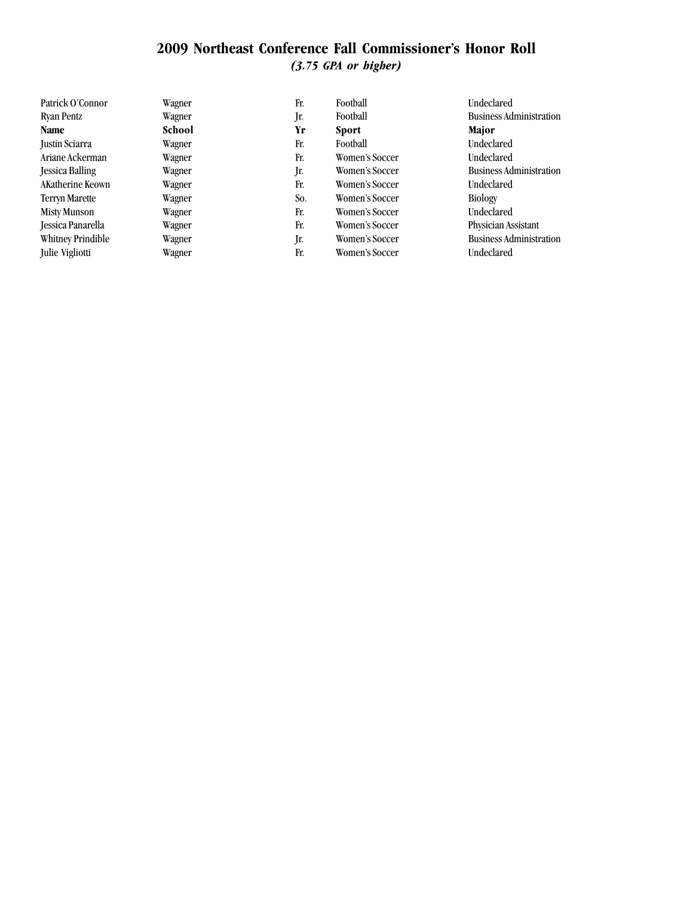# 2009 Northeast Conference Fall Commissioner's Honor Roll

***(3.75 GPA or higher)***

| Patrick O'Connor | Wagner | Fr. | Football | Undeclared |
|---|---|---|---|---|
| Ryan Pentz | Wagner | Jr. | Football | Business Administration |
| **Name** | **School** | **Yr** | **Sport** | **Major** |
| Justin Sciarra | Wagner | Fr. | Football | Undeclared |
| Ariane Ackerman | Wagner | Fr. | Women's Soccer | Undeclared |
| Jessica Balling | Wagner | Jr. | Women's Soccer | Business Administration |
| AKatherine Keown | Wagner | Fr. | Women's Soccer | Undeclared |
| Terryn Marette | Wagner | So. | Women's Soccer | Biology |
| Misty Munson | Wagner | Fr. | Women's Soccer | Undeclared |
| Jessica Panarella | Wagner | Fr. | Women's Soccer | Physician Assistant |
| Whitney Prindible | Wagner | Jr. | Women's Soccer | Business Administration |
| Julie Vigliotti | Wagner | Fr. | Women's Soccer | Undeclared |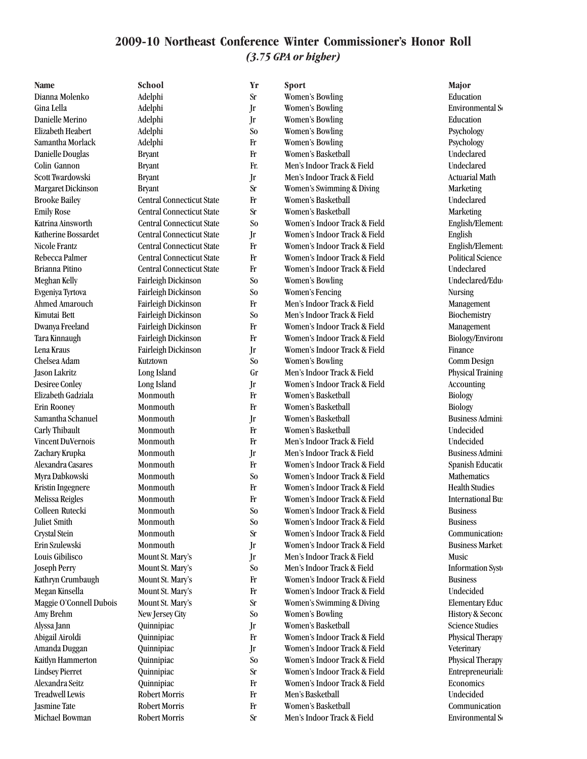# 2009-10 Northeast Conference Winter Commissioner's Honor Roll

*(3.75 GPA or higher)*

| Name | School | Yr | Sport | Major |
|---|---|---|---|---|
| Dianna Molenko | Adelphi | Sr | Women's Bowling | Education |
| Gina Lella | Adelphi | Jr | Women's Bowling | Environmental S |
| Danielle Merino | Adelphi | Jr | Women's Bowling | Education |
| Elizabeth Heabert | Adelphi | So | Women's Bowling | Psychology |
| Samantha Morlack | Adelphi | Fr | Women's Bowling | Psychology |
| Danielle Douglas | Bryant | Fr | Women's Basketball | Undeclared |
| Colin Gannon | Bryant | Fr. | Men's Indoor Track & Field | Undeclared |
| Scott Twardowski | Bryant | Jr | Men's Indoor Track & Field | Actuarial Math |
| Margaret Dickinson | Bryant | Sr | Women's Swimming & Diving | Marketing |
| Brooke Bailey | Central Connecticut State | Fr | Women's Basketball | Undeclared |
| Emily Rose | Central Connecticut State | Sr | Women's Basketball | Marketing |
| Katrina Ainsworth | Central Connecticut State | So | Women's Indoor Track & Field | English/Element |
| Katherine Bossardet | Central Connecticut State | Jr | Women's Indoor Track & Field | English |
| Nicole Frantz | Central Connecticut State | Fr | Women's Indoor Track & Field | English/Element |
| Rebecca Palmer | Central Connecticut State | Fr | Women's Indoor Track & Field | Political Science |
| Brianna Pitino | Central Connecticut State | Fr | Women's Indoor Track & Field | Undeclared |
| Meghan Kelly | Fairleigh Dickinson | So | Women's Bowling | Undeclared/Edu |
| Evgeniya Tyrtova | Fairleigh Dickinson | So | Women's Fencing | Nursing |
| Ahmed Amarouch | Fairleigh Dickinson | Fr | Men's Indoor Track & Field | Management |
| Kimutai Bett | Fairleigh Dickinson | So | Men's Indoor Track & Field | Biochemistry |
| Dwanya Freeland | Fairleigh Dickinson | Fr | Women's Indoor Track & Field | Management |
| Tara Kinnaugh | Fairleigh Dickinson | Fr | Women's Indoor Track & Field | Biology/Environ |
| Lena Kraus | Fairleigh Dickinson | Jr | Women's Indoor Track & Field | Finance |
| Chelsea Adam | Kutztown | So | Women's Bowling | Comm Design |
| Jason Lakritz | Long Island | Gr | Men's Indoor Track & Field | Physical Training |
| Desiree Conley | Long Island | Jr | Women's Indoor Track & Field | Accounting |
| Elizabeth Gadziala | Monmouth | Fr | Women's Basketball | Biology |
| Erin Rooney | Monmouth | Fr | Women's Basketball | Biology |
| Samantha Schanuel | Monmouth | Jr | Women's Basketball | Business Admin |
| Carly Thibault | Monmouth | Fr | Women's Basketball | Undecided |
| Vincent DuVernois | Monmouth | Fr | Men's Indoor Track & Field | Undecided |
| Zachary Krupka | Monmouth | Jr | Men's Indoor Track & Field | Business Admin |
| Alexandra Casares | Monmouth | Fr | Women's Indoor Track & Field | Spanish Educatio |
| Myra Dabkowski | Monmouth | So | Women's Indoor Track & Field | Mathematics |
| Kristin Ingegnere | Monmouth | Fr | Women's Indoor Track & Field | Health Studies |
| Melissa Reigles | Monmouth | Fr | Women's Indoor Track & Field | International Bu |
| Colleen Rutecki | Monmouth | So | Women's Indoor Track & Field | Business |
| Juliet Smith | Monmouth | So | Women's Indoor Track & Field | Business |
| Crystal Stein | Monmouth | Sr | Women's Indoor Track & Field | Communications |
| Erin Szulewski | Monmouth | Jr | Women's Indoor Track & Field | Business Market |
| Louis Gibilisco | Mount St. Mary's | Jr | Men's Indoor Track & Field | Music |
| Joseph Perry | Mount St. Mary's | So | Men's Indoor Track & Field | Information Syst |
| Kathryn Crumbaugh | Mount St. Mary's | Fr | Women's Indoor Track & Field | Business |
| Megan Kinsella | Mount St. Mary's | Fr | Women's Indoor Track & Field | Undecided |
| Maggie O'Connell Dubois | Mount St. Mary's | Sr | Women's Swimming & Diving | Elementary Educ |
| Amy Brehm | New Jersey City | So | Women's Bowling | History & Second |
| Alyssa Jann | Quinnipiac | Jr | Women's Basketball | Science Studies |
| Abigail Airoldi | Quinnipiac | Fr | Women's Indoor Track & Field | Physical Therapy |
| Amanda Duggan | Quinnipiac | Jr | Women's Indoor Track & Field | Veterinary |
| Kaitlyn Hammerton | Quinnipiac | So | Women's Indoor Track & Field | Physical Therapy |
| Lindsey Pierret | Quinnipiac | Sr | Women's Indoor Track & Field | Entrepreneurialis |
| Alexandra Seitz | Quinnipiac | Fr | Women's Indoor Track & Field | Economics |
| Treadwell Lewis | Robert Morris | Fr | Men's Basketball | Undecided |
| Jasmine Tate | Robert Morris | Fr | Women's Basketball | Communication |
| Michael Bowman | Robert Morris | Sr | Men's Indoor Track & Field | Environmental S |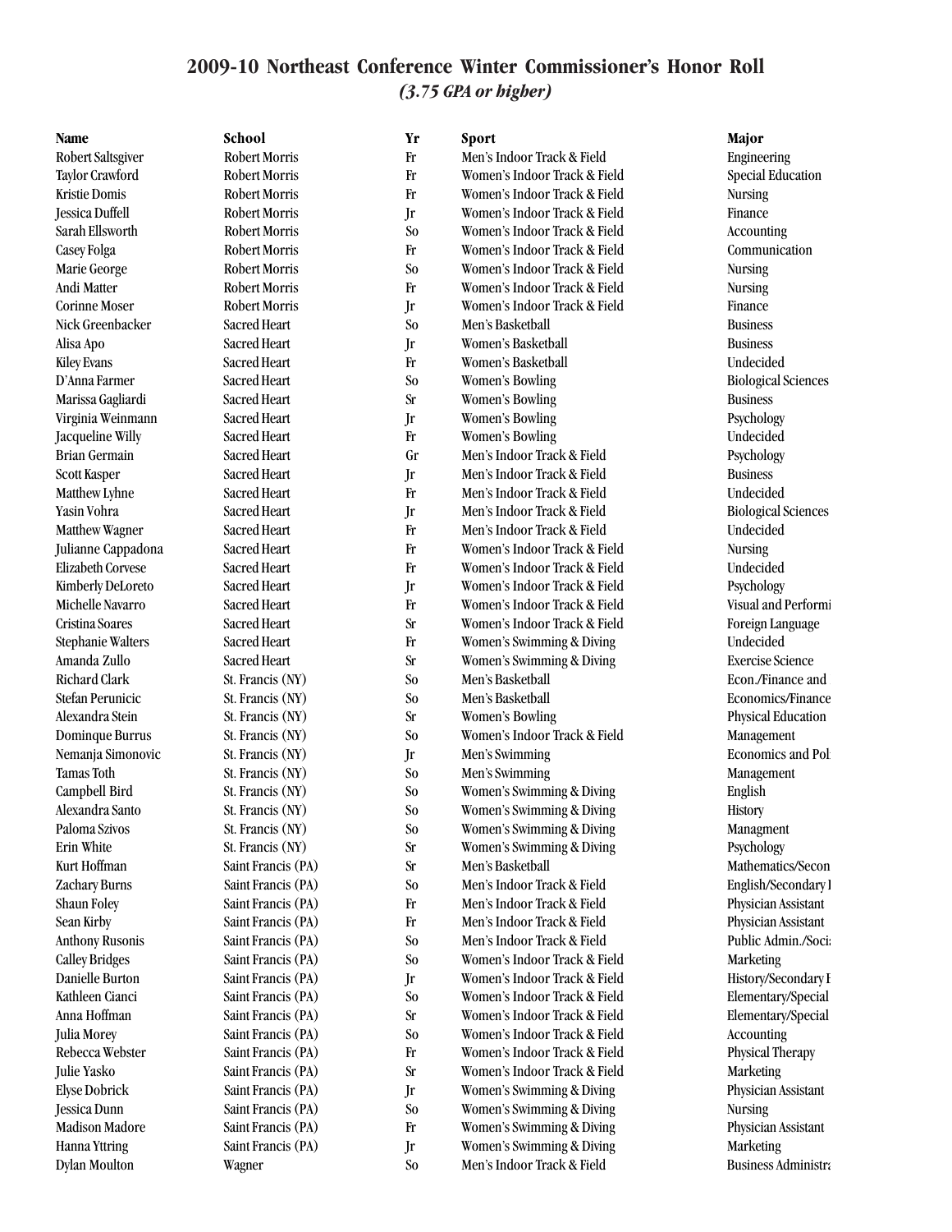## 2009-10 Northeast Conference Winter Commissioner's Honor Roll

*(3.75 GPA or higher)*

| Name | School | Yr | Sport | Major |
|---|---|---|---|---|
| Robert Saltsgiver | Robert Morris | Fr | Men's Indoor Track & Field | Engineering |
| Taylor Crawford | Robert Morris | Fr | Women's Indoor Track & Field | Special Education |
| Kristie Domis | Robert Morris | Fr | Women's Indoor Track & Field | Nursing |
| Jessica Duffell | Robert Morris | Jr | Women's Indoor Track & Field | Finance |
| Sarah Ellsworth | Robert Morris | So | Women's Indoor Track & Field | Accounting |
| Casey Folga | Robert Morris | Fr | Women's Indoor Track & Field | Communication |
| Marie George | Robert Morris | So | Women's Indoor Track & Field | Nursing |
| Andi Matter | Robert Morris | Fr | Women's Indoor Track & Field | Nursing |
| Corinne Moser | Robert Morris | Jr | Women's Indoor Track & Field | Finance |
| Nick Greenbacker | Sacred Heart | So | Men's Basketball | Business |
| Alisa Apo | Sacred Heart | Jr | Women's Basketball | Business |
| Kiley Evans | Sacred Heart | Fr | Women's Basketball | Undecided |
| D'Anna Farmer | Sacred Heart | So | Women's Bowling | Biological Sciences |
| Marissa Gagliardi | Sacred Heart | Sr | Women's Bowling | Business |
| Virginia Weinmann | Sacred Heart | Jr | Women's Bowling | Psychology |
| Jacqueline Willy | Sacred Heart | Fr | Women's Bowling | Undecided |
| Brian Germain | Sacred Heart | Gr | Men's Indoor Track & Field | Psychology |
| Scott Kasper | Sacred Heart | Jr | Men's Indoor Track & Field | Business |
| Matthew Lyhne | Sacred Heart | Fr | Men's Indoor Track & Field | Undecided |
| Yasin Vohra | Sacred Heart | Jr | Men's Indoor Track & Field | Biological Sciences |
| Matthew Wagner | Sacred Heart | Fr | Men's Indoor Track & Field | Undecided |
| Julianne Cappadona | Sacred Heart | Fr | Women's Indoor Track & Field | Nursing |
| Elizabeth Corvese | Sacred Heart | Fr | Women's Indoor Track & Field | Undecided |
| Kimberly DeLoreto | Sacred Heart | Jr | Women's Indoor Track & Field | Psychology |
| Michelle Navarro | Sacred Heart | Fr | Women's Indoor Track & Field | Visual and Performi |
| Cristina Soares | Sacred Heart | Sr | Women's Indoor Track & Field | Foreign Language |
| Stephanie Walters | Sacred Heart | Fr | Women's Swimming & Diving | Undecided |
| Amanda Zullo | Sacred Heart | Sr | Women's Swimming & Diving | Exercise Science |
| Richard Clark | St. Francis (NY) | So | Men's Basketball | Econ./Finance and |
| Stefan Perunicic | St. Francis (NY) | So | Men's Basketball | Economics/Finance |
| Alexandra Stein | St. Francis (NY) | Sr | Women's Bowling | Physical Education |
| Dominque Burrus | St. Francis (NY) | So | Women's Indoor Track & Field | Management |
| Nemanja Simonovic | St. Francis (NY) | Jr | Men's Swimming | Economics and Pol |
| Tamas Toth | St. Francis (NY) | So | Men's Swimming | Management |
| Campbell Bird | St. Francis (NY) | So | Women's Swimming & Diving | English |
| Alexandra Santo | St. Francis (NY) | So | Women's Swimming & Diving | History |
| Paloma Szivos | St. Francis (NY) | So | Women's Swimming & Diving | Managment |
| Erin White | St. Francis (NY) | Sr | Women's Swimming & Diving | Psychology |
| Kurt Hoffman | Saint Francis (PA) | Sr | Men's Basketball | Mathematics/Secon |
| Zachary Burns | Saint Francis (PA) | So | Men's Indoor Track & Field | English/Secondary I |
| Shaun Foley | Saint Francis (PA) | Fr | Men's Indoor Track & Field | Physician Assistant |
| Sean Kirby | Saint Francis (PA) | Fr | Men's Indoor Track & Field | Physician Assistant |
| Anthony Rusonis | Saint Francis (PA) | So | Men's Indoor Track & Field | Public Admin./Soci |
| Calley Bridges | Saint Francis (PA) | So | Women's Indoor Track & Field | Marketing |
| Danielle Burton | Saint Francis (PA) | Jr | Women's Indoor Track & Field | History/Secondary E |
| Kathleen Cianci | Saint Francis (PA) | So | Women's Indoor Track & Field | Elementary/Special |
| Anna Hoffman | Saint Francis (PA) | Sr | Women's Indoor Track & Field | Elementary/Special |
| Julia Morey | Saint Francis (PA) | So | Women's Indoor Track & Field | Accounting |
| Rebecca Webster | Saint Francis (PA) | Fr | Women's Indoor Track & Field | Physical Therapy |
| Julie Yasko | Saint Francis (PA) | Sr | Women's Indoor Track & Field | Marketing |
| Elyse Dobrick | Saint Francis (PA) | Jr | Women's Swimming & Diving | Physician Assistant |
| Jessica Dunn | Saint Francis (PA) | So | Women's Swimming & Diving | Nursing |
| Madison Madore | Saint Francis (PA) | Fr | Women's Swimming & Diving | Physician Assistant |
| Hanna Yttring | Saint Francis (PA) | Jr | Women's Swimming & Diving | Marketing |
| Dylan Moulton | Wagner | So | Men's Indoor Track & Field | Business Administra |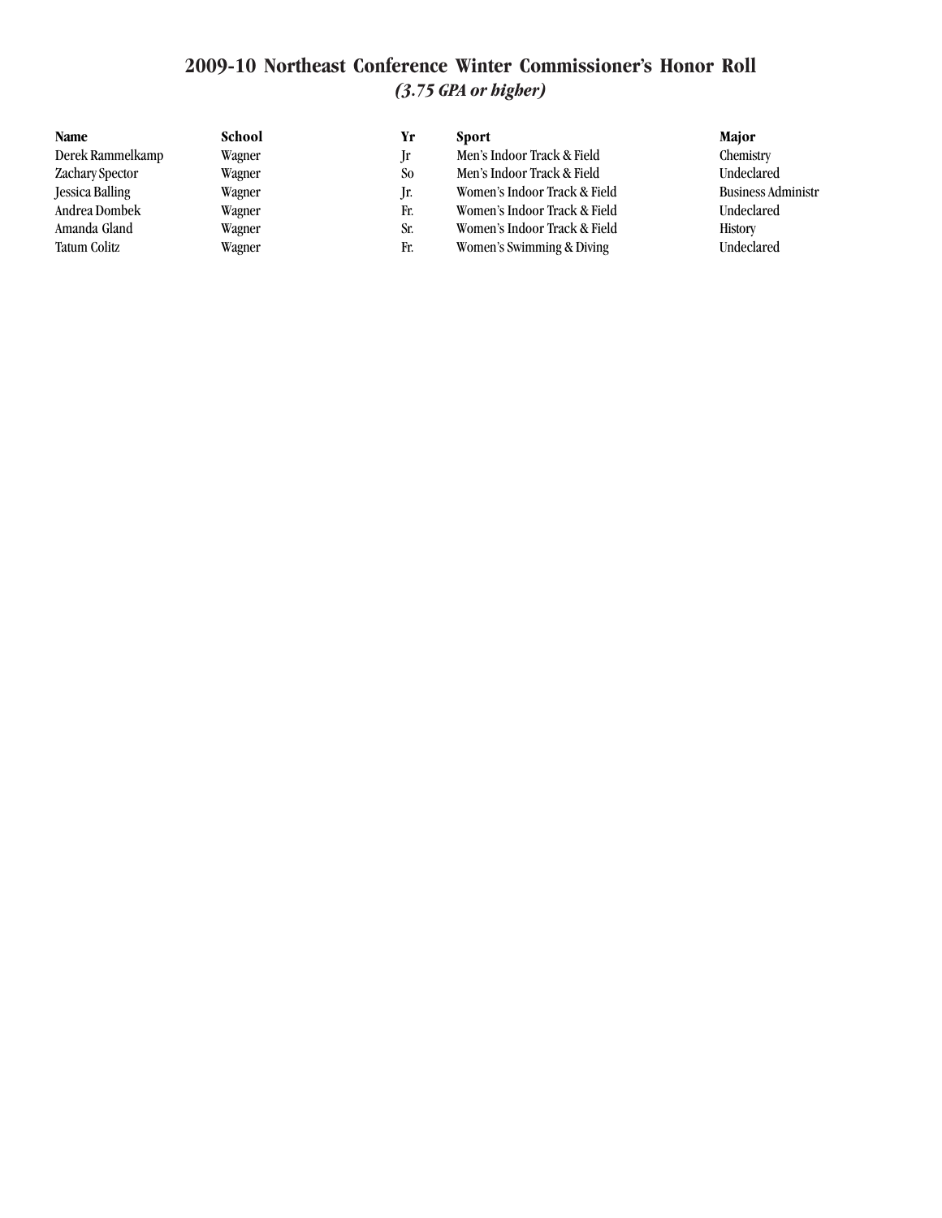# 2009-10 Northeast Conference Winter Commissioner's Honor Roll

***(3.75 GPA or higher)***

| Name | School | Yr | Sport | Major |
|---|---|---|---|---|
| Derek Rammelkamp | Wagner | Jr | Men's Indoor Track & Field | Chemistry |
| Zachary Spector | Wagner | So | Men's Indoor Track & Field | Undeclared |
| Jessica Balling | Wagner | Jr. | Women's Indoor Track & Field | Business Administr |
| Andrea Dombek | Wagner | Fr. | Women's Indoor Track & Field | Undeclared |
| Amanda Gland | Wagner | Sr. | Women's Indoor Track & Field | History |
| Tatum Colitz | Wagner | Fr. | Women's Swimming & Diving | Undeclared |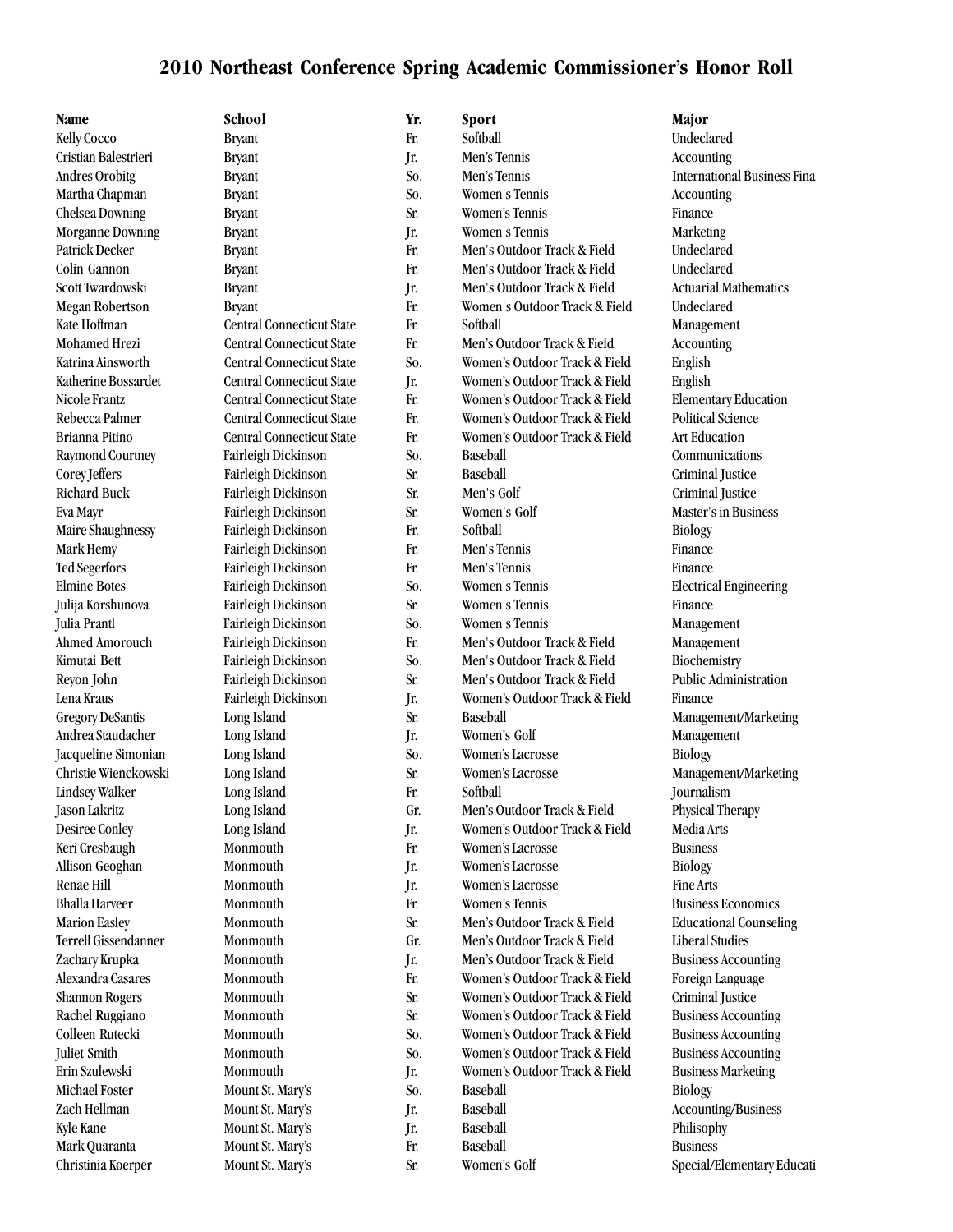# 2010 Northeast Conference Spring Academic Commissioner's Honor Roll

| Name | School | Yr. | Sport | Major |
|---|---|---|---|---|
| Kelly Cocco | Bryant | Fr. | Softball | Undeclared |
| Cristian Balestrieri | Bryant | Jr. | Men's Tennis | Accounting |
| Andres Orobitg | Bryant | So. | Men's Tennis | International Business Fina |
| Martha Chapman | Bryant | So. | Women's Tennis | Accounting |
| Chelsea Downing | Bryant | Sr. | Women's Tennis | Finance |
| Morganne Downing | Bryant | Jr. | Women's Tennis | Marketing |
| Patrick Decker | Bryant | Fr. | Men's Outdoor Track & Field | Undeclared |
| Colin Gannon | Bryant | Fr. | Men's Outdoor Track & Field | Undeclared |
| Scott Twardowski | Bryant | Jr. | Men's Outdoor Track & Field | Actuarial Mathematics |
| Megan Robertson | Bryant | Fr. | Women's Outdoor Track & Field | Undeclared |
| Kate Hoffman | Central Connecticut State | Fr. | Softball | Management |
| Mohamed Hrezi | Central Connecticut State | Fr. | Men's Outdoor Track & Field | Accounting |
| Katrina Ainsworth | Central Connecticut State | So. | Women's Outdoor Track & Field | English |
| Katherine Bossardet | Central Connecticut State | Jr. | Women's Outdoor Track & Field | English |
| Nicole Frantz | Central Connecticut State | Fr. | Women's Outdoor Track & Field | Elementary Education |
| Rebecca Palmer | Central Connecticut State | Fr. | Women's Outdoor Track & Field | Political Science |
| Brianna Pitino | Central Connecticut State | Fr. | Women's Outdoor Track & Field | Art Education |
| Raymond Courtney | Fairleigh Dickinson | So. | Baseball | Communications |
| Corey Jeffers | Fairleigh Dickinson | Sr. | Baseball | Criminal Justice |
| Richard Buck | Fairleigh Dickinson | Sr. | Men's Golf | Criminal Justice |
| Eva Mayr | Fairleigh Dickinson | Sr. | Women's Golf | Master's in Business |
| Maire Shaughnessy | Fairleigh Dickinson | Fr. | Softball | Biology |
| Mark Hemy | Fairleigh Dickinson | Fr. | Men's Tennis | Finance |
| Ted Segerfors | Fairleigh Dickinson | Fr. | Men's Tennis | Finance |
| Elmine Botes | Fairleigh Dickinson | So. | Women's Tennis | Electrical Engineering |
| Julija Korshunova | Fairleigh Dickinson | Sr. | Women's Tennis | Finance |
| Julia Prantl | Fairleigh Dickinson | So. | Women's Tennis | Management |
| Ahmed Amorouch | Fairleigh Dickinson | Fr. | Men's Outdoor Track & Field | Management |
| Kimutai Bett | Fairleigh Dickinson | So. | Men's Outdoor Track & Field | Biochemistry |
| Reyon John | Fairleigh Dickinson | Sr. | Men's Outdoor Track & Field | Public Administration |
| Lena Kraus | Fairleigh Dickinson | Jr. | Women's Outdoor Track & Field | Finance |
| Gregory DeSantis | Long Island | Sr. | Baseball | Management/Marketing |
| Andrea Staudacher | Long Island | Jr. | Women's Golf | Management |
| Jacqueline Simonian | Long Island | So. | Women's Lacrosse | Biology |
| Christie Wienckowski | Long Island | Sr. | Women's Lacrosse | Management/Marketing |
| Lindsey Walker | Long Island | Fr. | Softball | Journalism |
| Jason Lakritz | Long Island | Gr. | Men's Outdoor Track & Field | Physical Therapy |
| Desiree Conley | Long Island | Jr. | Women's Outdoor Track & Field | Media Arts |
| Keri Cresbaugh | Monmouth | Fr. | Women's Lacrosse | Business |
| Allison Geoghan | Monmouth | Jr. | Women's Lacrosse | Biology |
| Renae Hill | Monmouth | Jr. | Women's Lacrosse | Fine Arts |
| Bhalla Harveer | Monmouth | Fr. | Women's Tennis | Business Economics |
| Marion Easley | Monmouth | Sr. | Men's Outdoor Track & Field | Educational Counseling |
| Terrell Gissendanner | Monmouth | Gr. | Men's Outdoor Track & Field | Liberal Studies |
| Zachary Krupka | Monmouth | Jr. | Men's Outdoor Track & Field | Business Accounting |
| Alexandra Casares | Monmouth | Fr. | Women's Outdoor Track & Field | Foreign Language |
| Shannon Rogers | Monmouth | Sr. | Women's Outdoor Track & Field | Criminal Justice |
| Rachel Ruggiano | Monmouth | Sr. | Women's Outdoor Track & Field | Business Accounting |
| Colleen Rutecki | Monmouth | So. | Women's Outdoor Track & Field | Business Accounting |
| Juliet Smith | Monmouth | So. | Women's Outdoor Track & Field | Business Accounting |
| Erin Szulewski | Monmouth | Jr. | Women's Outdoor Track & Field | Business Marketing |
| Michael Foster | Mount St. Mary's | So. | Baseball | Biology |
| Zach Hellman | Mount St. Mary's | Jr. | Baseball | Accounting/Business |
| Kyle Kane | Mount St. Mary's | Jr. | Baseball | Philisophy |
| Mark Quaranta | Mount St. Mary's | Fr. | Baseball | Business |
| Christinia Koerper | Mount St. Mary's | Sr. | Women's Golf | Special/Elementary Educati |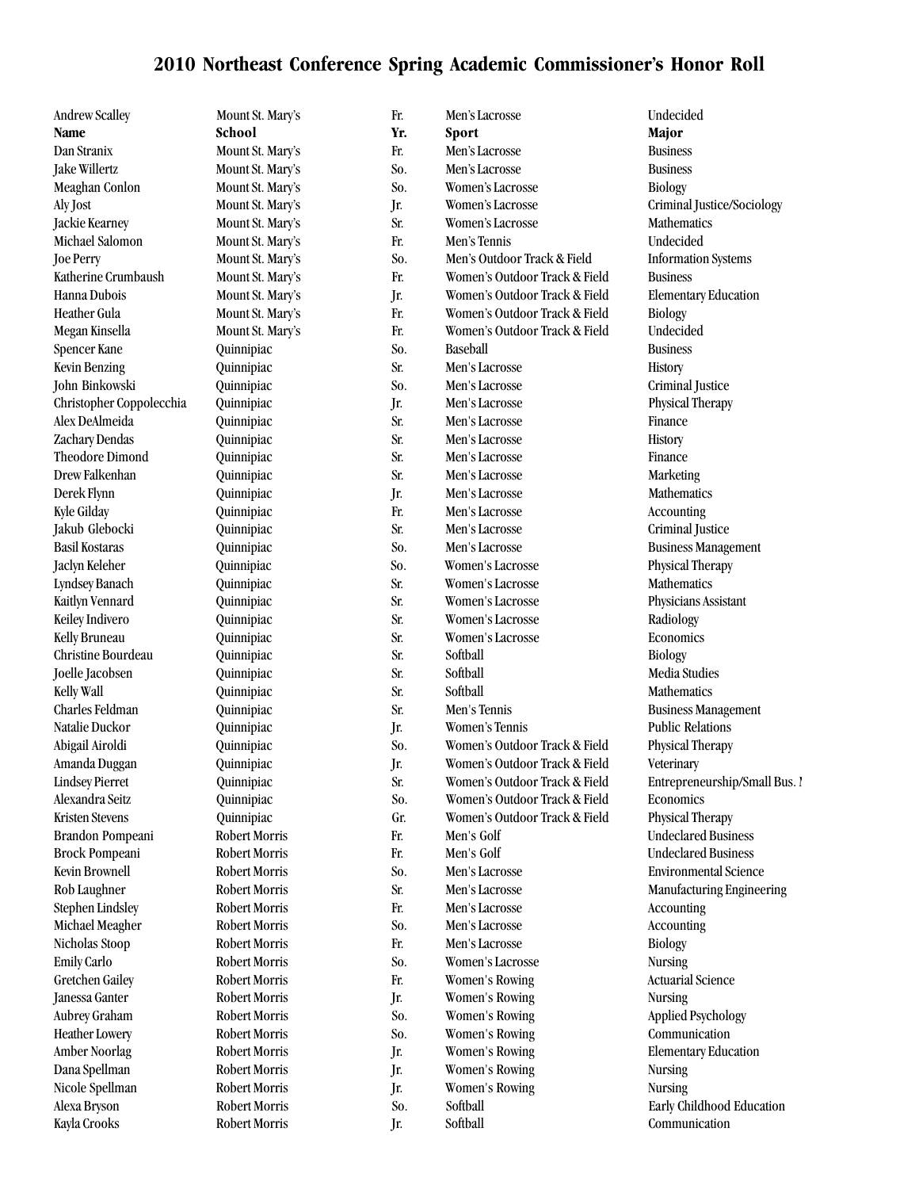# 2010 Northeast Conference Spring Academic Commissioner's Honor Roll

| Andrew Scalley | Mount St. Mary's | Fr. | Men's Lacrosse | Undecided |
|---|---|---|---|---|
| **Name** | **School** | **Yr.** | **Sport** | **Major** |
| Dan Stranix | Mount St. Mary's | Fr. | Men's Lacrosse | Business |
| Jake Willertz | Mount St. Mary's | So. | Men's Lacrosse | Business |
| Meaghan Conlon | Mount St. Mary's | So. | Women's Lacrosse | Biology |
| Aly Jost | Mount St. Mary's | Jr. | Women's Lacrosse | Criminal Justice/Sociology |
| Jackie Kearney | Mount St. Mary's | Sr. | Women's Lacrosse | Mathematics |
| Michael Salomon | Mount St. Mary's | Fr. | Men's Tennis | Undecided |
| Joe Perry | Mount St. Mary's | So. | Men's Outdoor Track & Field | Information Systems |
| Katherine Crumbaush | Mount St. Mary's | Fr. | Women's Outdoor Track & Field | Business |
| Hanna Dubois | Mount St. Mary's | Jr. | Women's Outdoor Track & Field | Elementary Education |
| Heather Gula | Mount St. Mary's | Fr. | Women's Outdoor Track & Field | Biology |
| Megan Kinsella | Mount St. Mary's | Fr. | Women's Outdoor Track & Field | Undecided |
| Spencer Kane | Quinnipiac | So. | Baseball | Business |
| Kevin Benzing | Quinnipiac | Sr. | Men's Lacrosse | History |
| John Binkowski | Quinnipiac | So. | Men's Lacrosse | Criminal Justice |
| Christopher Coppolecchia | Quinnipiac | Jr. | Men's Lacrosse | Physical Therapy |
| Alex DeAlmeida | Quinnipiac | Sr. | Men's Lacrosse | Finance |
| Zachary Dendas | Quinnipiac | Sr. | Men's Lacrosse | History |
| Theodore Dimond | Quinnipiac | Sr. | Men's Lacrosse | Finance |
| Drew Falkenhan | Quinnipiac | Sr. | Men's Lacrosse | Marketing |
| Derek Flynn | Quinnipiac | Jr. | Men's Lacrosse | Mathematics |
| Kyle Gilday | Quinnipiac | Fr. | Men's Lacrosse | Accounting |
| Jakub Glebocki | Quinnipiac | Sr. | Men's Lacrosse | Criminal Justice |
| Basil Kostaras | Quinnipiac | So. | Men's Lacrosse | Business Management |
| Jaclyn Keleher | Quinnipiac | So. | Women's Lacrosse | Physical Therapy |
| Lyndsey Banach | Quinnipiac | Sr. | Women's Lacrosse | Mathematics |
| Kaitlyn Vennard | Quinnipiac | Sr. | Women's Lacrosse | Physicians Assistant |
| Keiley Indivero | Quinnipiac | Sr. | Women's Lacrosse | Radiology |
| Kelly Bruneau | Quinnipiac | Sr. | Women's Lacrosse | Economics |
| Christine Bourdeau | Quinnipiac | Sr. | Softball | Biology |
| Joelle Jacobsen | Quinnipiac | Sr. | Softball | Media Studies |
| Kelly Wall | Quinnipiac | Sr. | Softball | Mathematics |
| Charles Feldman | Quinnipiac | Sr. | Men's Tennis | Business Management |
| Natalie Duckor | Quinnipiac | Jr. | Women's Tennis | Public Relations |
| Abigail Airoldi | Quinnipiac | So. | Women's Outdoor Track & Field | Physical Therapy |
| Amanda Duggan | Quinnipiac | Jr. | Women's Outdoor Track & Field | Veterinary |
| Lindsey Pierret | Quinnipiac | Sr. | Women's Outdoor Track & Field | Entrepreneurship/Small Bus. M |
| Alexandra Seitz | Quinnipiac | So. | Women's Outdoor Track & Field | Economics |
| Kristen Stevens | Quinnipiac | Gr. | Women's Outdoor Track & Field | Physical Therapy |
| Brandon Pompeani | Robert Morris | Fr. | Men's Golf | Undeclared Business |
| Brock Pompeani | Robert Morris | Fr. | Men's Golf | Undeclared Business |
| Kevin Brownell | Robert Morris | So. | Men's Lacrosse | Environmental Science |
| Rob Laughner | Robert Morris | Sr. | Men's Lacrosse | Manufacturing Engineering |
| Stephen Lindsley | Robert Morris | Fr. | Men's Lacrosse | Accounting |
| Michael Meagher | Robert Morris | So. | Men's Lacrosse | Accounting |
| Nicholas Stoop | Robert Morris | Fr. | Men's Lacrosse | Biology |
| Emily Carlo | Robert Morris | So. | Women's Lacrosse | Nursing |
| Gretchen Gailey | Robert Morris | Fr. | Women's Rowing | Actuarial Science |
| Janessa Ganter | Robert Morris | Jr. | Women's Rowing | Nursing |
| Aubrey Graham | Robert Morris | So. | Women's Rowing | Applied Psychology |
| Heather Lowery | Robert Morris | So. | Women's Rowing | Communication |
| Amber Noorlag | Robert Morris | Jr. | Women's Rowing | Elementary Education |
| Dana Spellman | Robert Morris | Jr. | Women's Rowing | Nursing |
| Nicole Spellman | Robert Morris | Jr. | Women's Rowing | Nursing |
| Alexa Bryson | Robert Morris | So. | Softball | Early Childhood Education |
| Kayla Crooks | Robert Morris | Jr. | Softball | Communication |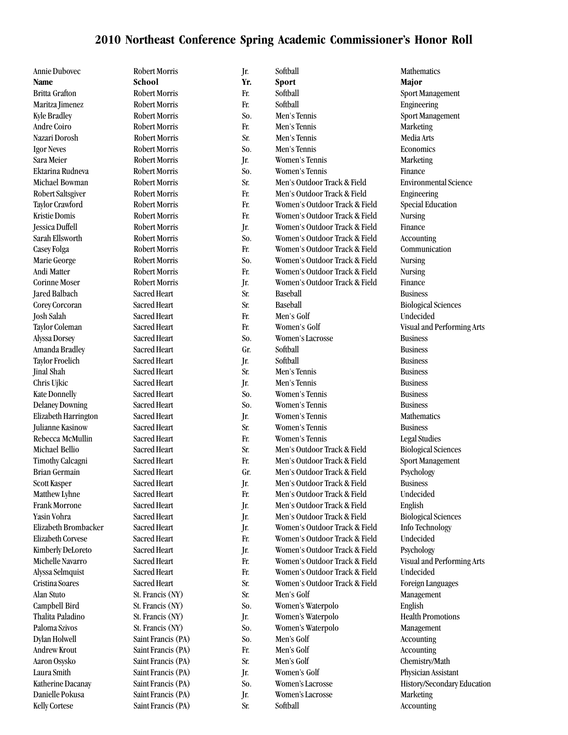# 2010 Northeast Conference Spring Academic Commissioner's Honor Roll

| Annie Dubovec | Robert Morris | Jr. | Softball | Mathematics |
|---|---|---|---|---|
| **Name** | **School** | **Yr.** | **Sport** | **Major** |
| Britta Grafton | Robert Morris | Fr. | Softball | Sport Management |
| Maritza Jimenez | Robert Morris | Fr. | Softball | Engineering |
| Kyle Bradley | Robert Morris | So. | Men's Tennis | Sport Management |
| Andre Coiro | Robert Morris | Fr. | Men's Tennis | Marketing |
| Nazari Dorosh | Robert Morris | Sr. | Men's Tennis | Media Arts |
| Igor Neves | Robert Morris | So. | Men's Tennis | Economics |
| Sara Meier | Robert Morris | Jr. | Women's Tennis | Marketing |
| Ektarina Rudneva | Robert Morris | So. | Women's Tennis | Finance |
| Michael Bowman | Robert Morris | Sr. | Men's Outdoor Track & Field | Environmental Science |
| Robert Saltsgiver | Robert Morris | Fr. | Men's Outdoor Track & Field | Engineering |
| Taylor Crawford | Robert Morris | Fr. | Women's Outdoor Track & Field | Special Education |
| Kristie Domis | Robert Morris | Fr. | Women's Outdoor Track & Field | Nursing |
| Jessica Duffell | Robert Morris | Jr. | Women's Outdoor Track & Field | Finance |
| Sarah Ellsworth | Robert Morris | So. | Women's Outdoor Track & Field | Accounting |
| Casey Folga | Robert Morris | Fr. | Women's Outdoor Track & Field | Communication |
| Marie George | Robert Morris | So. | Women's Outdoor Track & Field | Nursing |
| Andi Matter | Robert Morris | Fr. | Women's Outdoor Track & Field | Nursing |
| Corinne Moser | Robert Morris | Jr. | Women's Outdoor Track & Field | Finance |
| Jared Balbach | Sacred Heart | Sr. | Baseball | Business |
| Corey Corcoran | Sacred Heart | Sr. | Baseball | Biological Sciences |
| Josh Salah | Sacred Heart | Fr. | Men's Golf | Undecided |
| Taylor Coleman | Sacred Heart | Fr. | Women's Golf | Visual and Performing Arts |
| Alyssa Dorsey | Sacred Heart | So. | Women's Lacrosse | Business |
| Amanda Bradley | Sacred Heart | Gr. | Softball | Business |
| Taylor Froelich | Sacred Heart | Jr. | Softball | Business |
| Jinal Shah | Sacred Heart | Sr. | Men's Tennis | Business |
| Chris Ujkic | Sacred Heart | Jr. | Men's Tennis | Business |
| Kate Donnelly | Sacred Heart | So. | Women's Tennis | Business |
| Delaney Downing | Sacred Heart | So. | Women's Tennis | Business |
| Elizabeth Harrington | Sacred Heart | Jr. | Women's Tennis | Mathematics |
| Julianne Kasinow | Sacred Heart | Sr. | Women's Tennis | Business |
| Rebecca McMullin | Sacred Heart | Fr. | Women's Tennis | Legal Studies |
| Michael Bellio | Sacred Heart | Sr. | Men's Outdoor Track & Field | Biological Sciences |
| Timothy Calcagni | Sacred Heart | Fr. | Men's Outdoor Track & Field | Sport Management |
| Brian Germain | Sacred Heart | Gr. | Men's Outdoor Track & Field | Psychology |
| Scott Kasper | Sacred Heart | Jr. | Men's Outdoor Track & Field | Business |
| Matthew Lyhne | Sacred Heart | Fr. | Men's Outdoor Track & Field | Undecided |
| Frank Morrone | Sacred Heart | Jr. | Men's Outdoor Track & Field | English |
| Yasin Vohra | Sacred Heart | Jr. | Men's Outdoor Track & Field | Biological Sciences |
| Elizabeth Brombacker | Sacred Heart | Jr. | Women's Outdoor Track & Field | Info Technology |
| Elizabeth Corvese | Sacred Heart | Fr. | Women's Outdoor Track & Field | Undecided |
| Kimberly DeLoreto | Sacred Heart | Jr. | Women's Outdoor Track & Field | Psychology |
| Michelle Navarro | Sacred Heart | Fr. | Women's Outdoor Track & Field | Visual and Performing Arts |
| Alyssa Selmquist | Sacred Heart | Fr. | Women's Outdoor Track & Field | Undecided |
| Cristina Soares | Sacred Heart | Sr. | Women's Outdoor Track & Field | Foreign Languages |
| Alan Stuto | St. Francis (NY) | Sr. | Men's Golf | Management |
| Campbell Bird | St. Francis (NY) | So. | Women's Waterpolo | English |
| Thalita Paladino | St. Francis (NY) | Jr. | Women's Waterpolo | Health Promotions |
| Paloma Szivos | St. Francis (NY) | So. | Women's Waterpolo | Management |
| Dylan Holwell | Saint Francis (PA) | So. | Men's Golf | Accounting |
| Andrew Krout | Saint Francis (PA) | Fr. | Men's Golf | Accounting |
| Aaron Osysko | Saint Francis (PA) | Sr. | Men's Golf | Chemistry/Math |
| Laura Smith | Saint Francis (PA) | Jr. | Women's Golf | Physician Assistant |
| Katherine Dacanay | Saint Francis (PA) | So. | Women's Lacrosse | History/Secondary Education |
| Danielle Pokusa | Saint Francis (PA) | Jr. | Women's Lacrosse | Marketing |
| Kelly Cortese | Saint Francis (PA) | Sr. | Softball | Accounting |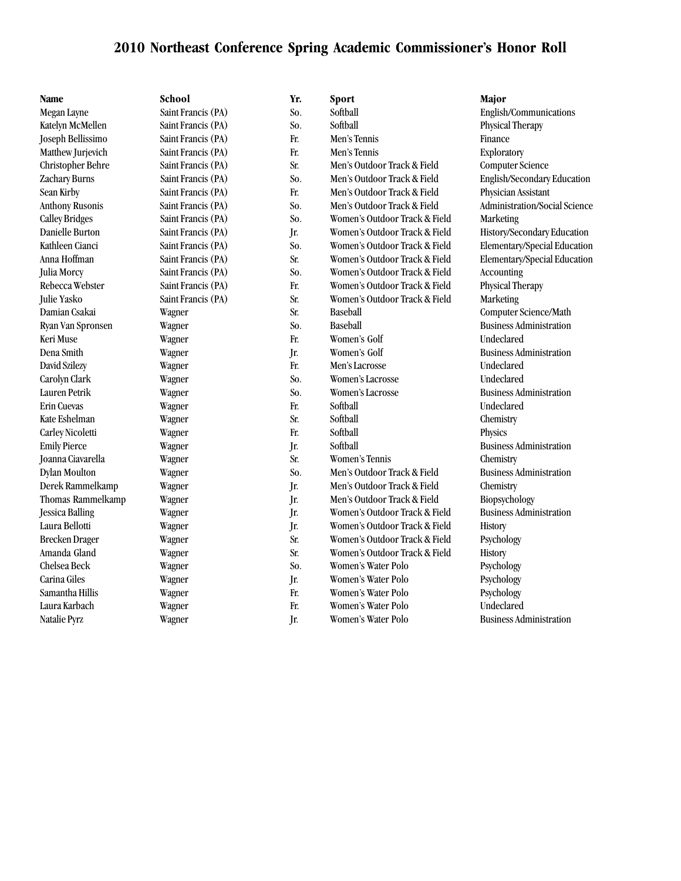# 2010 Northeast Conference Spring Academic Commissioner's Honor Roll

| Name | School | Yr. | Sport | Major |
|---|---|---|---|---|
| Megan Layne | Saint Francis (PA) | So. | Softball | English/Communications |
| Katelyn McMellen | Saint Francis (PA) | So. | Softball | Physical Therapy |
| Joseph Bellissimo | Saint Francis (PA) | Fr. | Men's Tennis | Finance |
| Matthew Jurjevich | Saint Francis (PA) | Fr. | Men's Tennis | Exploratory |
| Christopher Behre | Saint Francis (PA) | Sr. | Men's Outdoor Track & Field | Computer Science |
| Zachary Burns | Saint Francis (PA) | So. | Men's Outdoor Track & Field | English/Secondary Education |
| Sean Kirby | Saint Francis (PA) | Fr. | Men's Outdoor Track & Field | Physician Assistant |
| Anthony Rusonis | Saint Francis (PA) | So. | Men's Outdoor Track & Field | Administration/Social Science |
| Calley Bridges | Saint Francis (PA) | So. | Women's Outdoor Track & Field | Marketing |
| Danielle Burton | Saint Francis (PA) | Jr. | Women's Outdoor Track & Field | History/Secondary Education |
| Kathleen Cianci | Saint Francis (PA) | So. | Women's Outdoor Track & Field | Elementary/Special Education |
| Anna Hoffman | Saint Francis (PA) | Sr. | Women's Outdoor Track & Field | Elementary/Special Education |
| Julia Morcy | Saint Francis (PA) | So. | Women's Outdoor Track & Field | Accounting |
| Rebecca Webster | Saint Francis (PA) | Fr. | Women's Outdoor Track & Field | Physical Therapy |
| Julie Yasko | Saint Francis (PA) | Sr. | Women's Outdoor Track & Field | Marketing |
| Damian Csakai | Wagner | Sr. | Baseball | Computer Science/Math |
| Ryan Van Spronsen | Wagner | So. | Baseball | Business Administration |
| Keri Muse | Wagner | Fr. | Women's Golf | Undeclared |
| Dena Smith | Wagner | Jr. | Women's Golf | Business Administration |
| David Szilezy | Wagner | Fr. | Men's Lacrosse | Undeclared |
| Carolyn Clark | Wagner | So. | Women's Lacrosse | Undeclared |
| Lauren Petrik | Wagner | So. | Women's Lacrosse | Business Administration |
| Erin Cuevas | Wagner | Fr. | Softball | Undeclared |
| Kate Eshelman | Wagner | Sr. | Softball | Chemistry |
| Carley Nicoletti | Wagner | Fr. | Softball | Physics |
| Emily Pierce | Wagner | Jr. | Softball | Business Administration |
| Joanna Ciavarella | Wagner | Sr. | Women's Tennis | Chemistry |
| Dylan Moulton | Wagner | So. | Men's Outdoor Track & Field | Business Administration |
| Derek Rammelkamp | Wagner | Jr. | Men's Outdoor Track & Field | Chemistry |
| Thomas Rammelkamp | Wagner | Jr. | Men's Outdoor Track & Field | Biopsychology |
| Jessica Balling | Wagner | Jr. | Women's Outdoor Track & Field | Business Administration |
| Laura Bellotti | Wagner | Jr. | Women's Outdoor Track & Field | History |
| Brecken Drager | Wagner | Sr. | Women's Outdoor Track & Field | Psychology |
| Amanda Gland | Wagner | Sr. | Women's Outdoor Track & Field | History |
| Chelsea Beck | Wagner | So. | Women's Water Polo | Psychology |
| Carina Giles | Wagner | Jr. | Women's Water Polo | Psychology |
| Samantha Hillis | Wagner | Fr. | Women's Water Polo | Psychology |
| Laura Karbach | Wagner | Fr. | Women's Water Polo | Undeclared |
| Natalie Pyrz | Wagner | Jr. | Women's Water Polo | Business Administration |